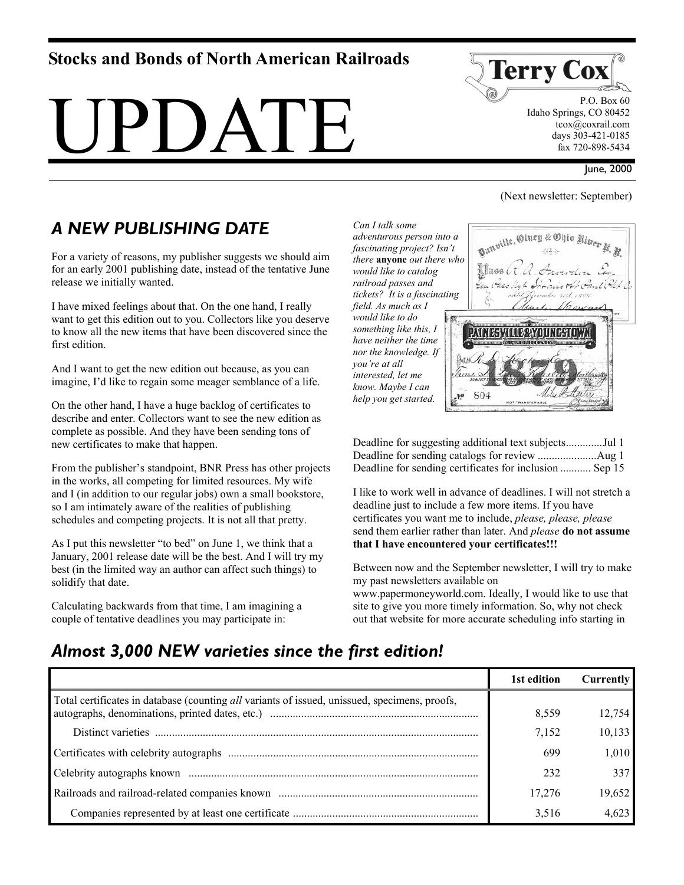**Stocks and Bonds of North American Railroads**

# UPDATE

**Terry Cox**
P.O. Box 60
Idaho Springs, CO 80452
tcox@coxrail.com
days 303-421-0185
fax 720-898-5434

June, 2000

(Next newsletter: September)

## *A NEW PUBLISHING DATE*

For a variety of reasons, my publisher suggests we should aim for an early 2001 publishing date, instead of the tentative June release we initially wanted.

I have mixed feelings about that. On the one hand, I really want to get this edition out to you. Collectors like you deserve to know all the new items that have been discovered since the first edition.

And I want to get the new edition out because, as you can imagine, I'd like to regain some meager semblance of a life.

On the other hand, I have a huge backlog of certificates to describe and enter. Collectors want to see the new edition as complete as possible. And they have been sending tons of new certificates to make that happen.

From the publisher's standpoint, BNR Press has other projects in the works, all competing for limited resources. My wife and I (in addition to our regular jobs) own a small bookstore, so I am intimately aware of the realities of publishing schedules and competing projects. It is not all that pretty.

As I put this newsletter "to bed" on June 1, we think that a January, 2001 release date will be the best. And I will try my best (in the limited way an author can affect such things) to solidify that date.

Calculating backwards from that time, I am imagining a couple of tentative deadlines you may participate in:

*Can I talk some adventurous person into a fascinating project? Isn't there* **anyone** *out there who would like to catalog railroad passes and tickets? It is a fascinating field. As much as I would like to do something like this, I have neither the time nor the knowledge. If you're at all interested, let me know. Maybe I can help you get started.*

Deadline for suggesting additional text subjects.............Jul 1
Deadline for sending catalogs for review .....................Aug 1
Deadline for sending certificates for inclusion ........... Sep 15

I like to work well in advance of deadlines. I will not stretch a deadline just to include a few more items. If you have certificates you want me to include, *please, please, please* send them earlier rather than later. And *please* **do not assume that I have encountered your certificates!!!**

Between now and the September newsletter, I will try to make my past newsletters available on www.papermoneyworld.com. Ideally, I would like to use that site to give you more timely information. So, why not check out that website for more accurate scheduling info starting in

## *Almost 3,000 NEW varieties since the first edition!*

| | 1st edition | Currently |
|---|---|---|
| Total certificates in database (counting *all* variants of issued, unissued, specimens, proofs, autographs, denominations, printed dates, etc.) | 8,559 | 12,754 |
| Distinct varieties | 7,152 | 10,133 |
| Certificates with celebrity autographs | 699 | 1,010 |
| Celebrity autographs known | 232 | 337 |
| Railroads and railroad-related companies known | 17,276 | 19,652 |
| Companies represented by at least one certificate | 3,516 | 4,623 |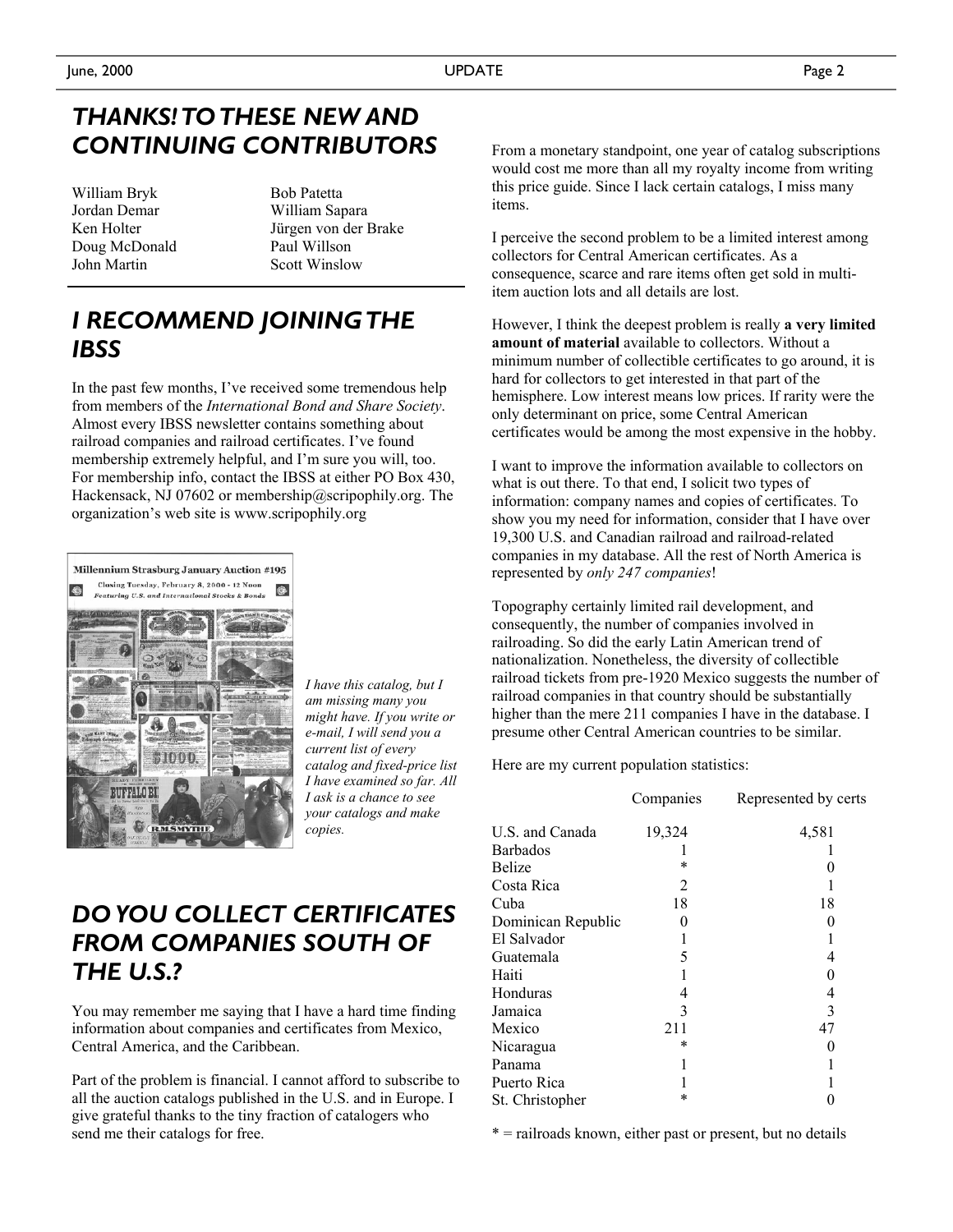## THANKS! TO THESE NEW AND CONTINUING CONTRIBUTORS

William Bryk
Jordan Demar
Ken Holter
Doug McDonald
John Martin
Bob Patetta
William Sapara
Jürgen von der Brake
Paul Willson
Scott Winslow

## I RECOMMEND JOINING THE IBSS

In the past few months, I've received some tremendous help from members of the *International Bond and Share Society*. Almost every IBSS newsletter contains something about railroad companies and railroad certificates. I've found membership extremely helpful, and I'm sure you will, too. For membership info, contact the IBSS at either PO Box 430, Hackensack, NJ 07602 or membership@scripophily.org. The organization's web site is www.scripophily.org

*I have this catalog, but I am missing many you might have. If you write or e-mail, I will send you a current list of every catalog and fixed-price list I have examined so far. All I ask is a chance to see your catalogs and make copies.*

## DO YOU COLLECT CERTIFICATES FROM COMPANIES SOUTH OF THE U.S.?

You may remember me saying that I have a hard time finding information about companies and certificates from Mexico, Central America, and the Caribbean.

Part of the problem is financial. I cannot afford to subscribe to all the auction catalogs published in the U.S. and in Europe. I give grateful thanks to the tiny fraction of catalogers who send me their catalogs for free.

From a monetary standpoint, one year of catalog subscriptions would cost me more than all my royalty income from writing this price guide. Since I lack certain catalogs, I miss many items.

I perceive the second problem to be a limited interest among collectors for Central American certificates. As a consequence, scarce and rare items often get sold in multi-item auction lots and all details are lost.

However, I think the deepest problem is really **a very limited amount of material** available to collectors. Without a minimum number of collectible certificates to go around, it is hard for collectors to get interested in that part of the hemisphere. Low interest means low prices. If rarity were the only determinant on price, some Central American certificates would be among the most expensive in the hobby.

I want to improve the information available to collectors on what is out there. To that end, I solicit two types of information: company names and copies of certificates. To show you my need for information, consider that I have over 19,300 U.S. and Canadian railroad and railroad-related companies in my database. All the rest of North America is represented by *only 247 companies*!

Topography certainly limited rail development, and consequently, the number of companies involved in railroading. So did the early Latin American trend of nationalization. Nonetheless, the diversity of collectible railroad tickets from pre-1920 Mexico suggests the number of railroad companies in that country should be substantially higher than the mere 211 companies I have in the database. I presume other Central American countries to be similar.

Here are my current population statistics:

| | Companies | Represented by certs |
|---|---|---|
| U.S. and Canada | 19,324 | 4,581 |
| Barbados | 1 | 1 |
| Belize | * | 0 |
| Costa Rica | 2 | 1 |
| Cuba | 18 | 18 |
| Dominican Republic | 0 | 0 |
| El Salvador | 1 | 1 |
| Guatemala | 5 | 4 |
| Haiti | 1 | 0 |
| Honduras | 4 | 4 |
| Jamaica | 3 | 3 |
| Mexico | 211 | 47 |
| Nicaragua | * | 0 |
| Panama | 1 | 1 |
| Puerto Rica | 1 | 1 |
| St. Christopher | * | 0 |

* = railroads known, either past or present, but no details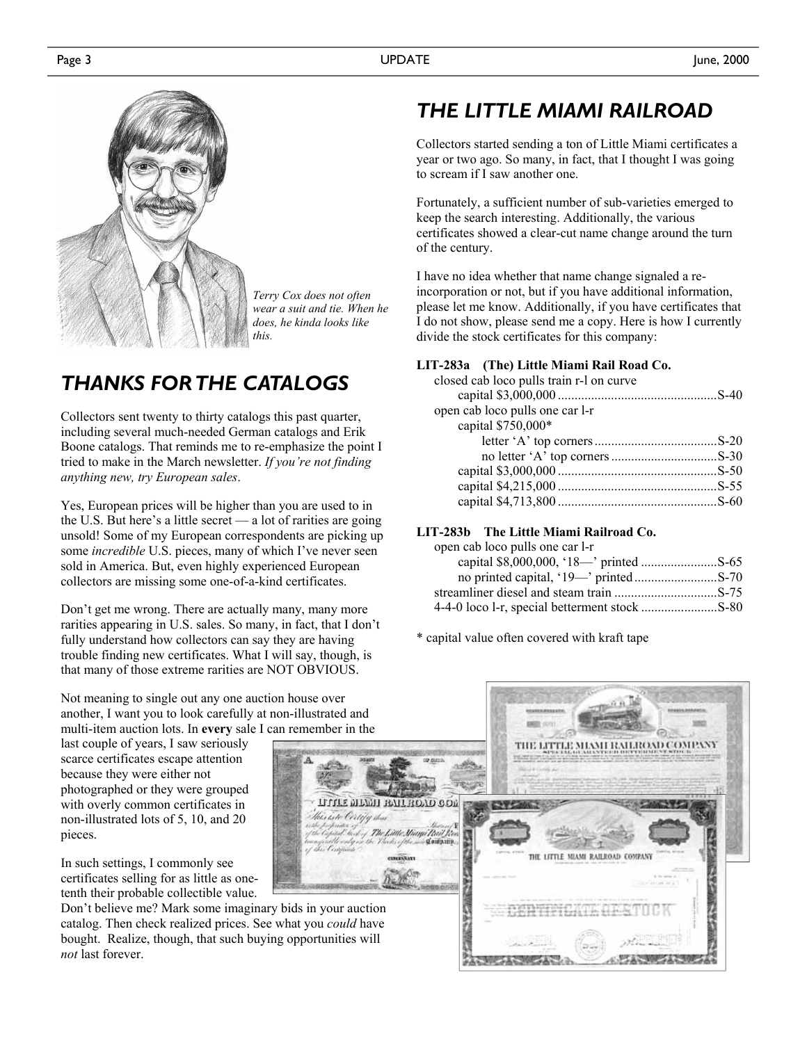Terry Cox does not often wear a suit and tie. When he does, he kinda looks like this.

## *THANKS FOR THE CATALOGS*

Collectors sent twenty to thirty catalogs this past quarter, including several much-needed German catalogs and Erik Boone catalogs. That reminds me to re-emphasize the point I tried to make in the March newsletter. *If you're not finding anything new, try European sales*.

Yes, European prices will be higher than you are used to in the U.S. But here's a little secret — a lot of rarities are going unsold! Some of my European correspondents are picking up some *incredible* U.S. pieces, many of which I've never seen sold in America. But, even highly experienced European collectors are missing some one-of-a-kind certificates.

Don't get me wrong. There are actually many, many more rarities appearing in U.S. sales. So many, in fact, that I don't fully understand how collectors can say they are having trouble finding new certificates. What I will say, though, is that many of those extreme rarities are NOT OBVIOUS.

Not meaning to single out any one auction house over another, I want you to look carefully at non-illustrated and multi-item auction lots. In **every** sale I can remember in the last couple of years, I saw seriously scarce certificates escape attention because they were either not photographed or they were grouped with overly common certificates in non-illustrated lots of 5, 10, and 20 pieces.

In such settings, I commonly see certificates selling for as little as one-tenth their probable collectible value. Don't believe me? Mark some imaginary bids in your auction catalog. Then check realized prices. See what you *could* have bought. Realize, though, that such buying opportunities will *not* last forever.

## *THE LITTLE MIAMI RAILROAD*

Collectors started sending a ton of Little Miami certificates a year or two ago. So many, in fact, that I thought I was going to scream if I saw another one.

Fortunately, a sufficient number of sub-varieties emerged to keep the search interesting. Additionally, the various certificates showed a clear-cut name change around the turn of the century.

I have no idea whether that name change signaled a re-incorporation or not, but if you have additional information, please let me know. Additionally, if you have certificates that I do not show, please send me a copy. Here is how I currently divide the stock certificates for this company:

**LIT-283a (The) Little Miami Rail Road Co.**

- closed cab loco pulls train r-l on curve
  - capital $3,000,000 ................................................S-40
- open cab loco pulls one car l-r
  - capital $750,000*
    - letter 'A' top corners .....................................S-20
    - no letter 'A' top corners ................................S-30
  - capital $3,000,000 ................................................S-50
  - capital $4,215,000 ................................................S-55
  - capital $4,713,800 ................................................S-60

**LIT-283b The Little Miami Railroad Co.**

- open cab loco pulls one car l-r
  - capital $8,000,000, '18—' printed .......................S-65
  - no printed capital, '19—' printed .........................S-70
- streamliner diesel and steam train ...............................S-75
- 4-4-0 loco l-r, special betterment stock .......................S-80

\* capital value often covered with kraft tape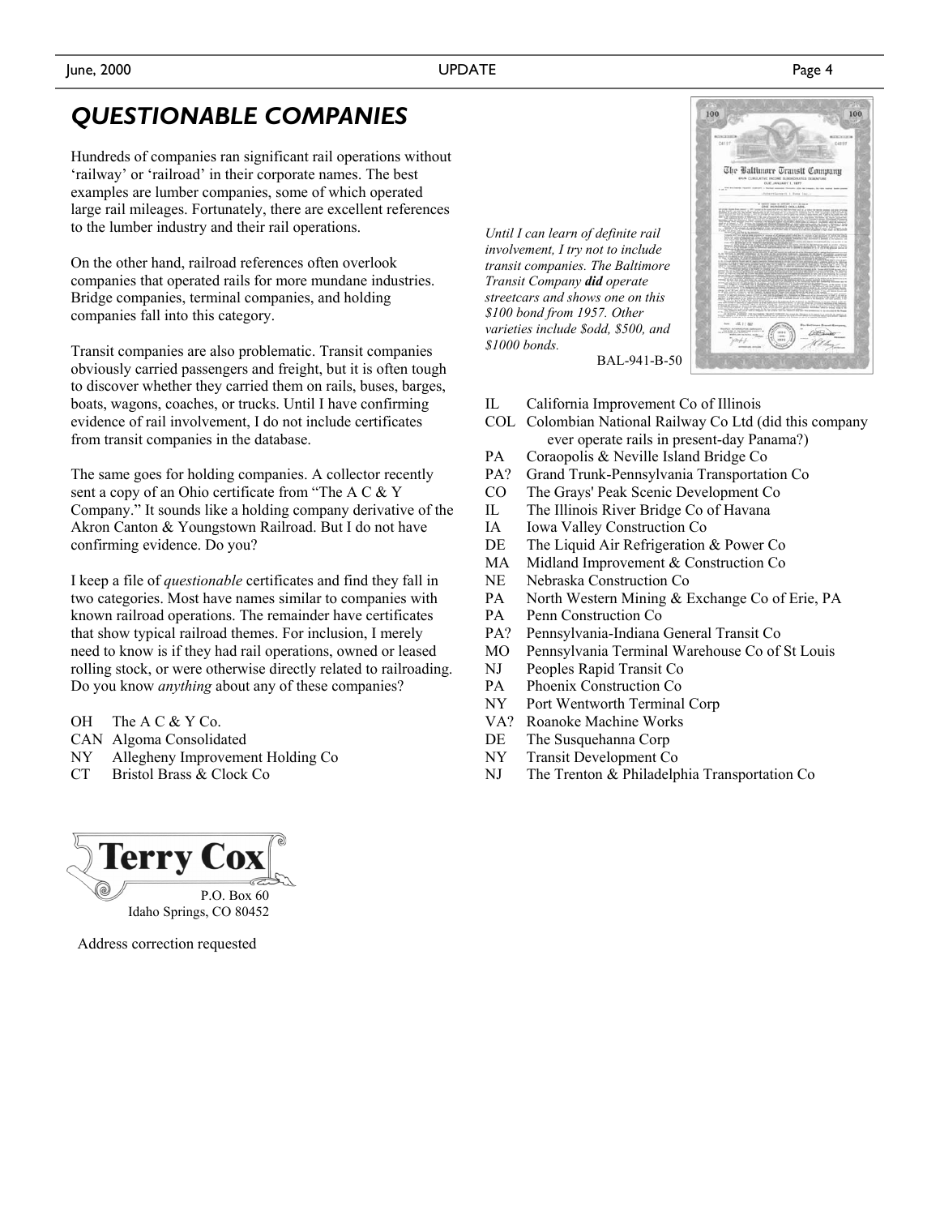## *QUESTIONABLE COMPANIES*

Hundreds of companies ran significant rail operations without 'railway' or 'railroad' in their corporate names. The best examples are lumber companies, some of which operated large rail mileages. Fortunately, there are excellent references to the lumber industry and their rail operations.

On the other hand, railroad references often overlook companies that operated rails for more mundane industries. Bridge companies, terminal companies, and holding companies fall into this category.

Transit companies are also problematic. Transit companies obviously carried passengers and freight, but it is often tough to discover whether they carried them on rails, buses, barges, boats, wagons, coaches, or trucks. Until I have confirming evidence of rail involvement, I do not include certificates from transit companies in the database.

The same goes for holding companies. A collector recently sent a copy of an Ohio certificate from "The A C & Y Company." It sounds like a holding company derivative of the Akron Canton & Youngstown Railroad. But I do not have confirming evidence. Do you?

I keep a file of *questionable* certificates and find they fall in two categories. Most have names similar to companies with known railroad operations. The remainder have certificates that show typical railroad themes. For inclusion, I merely need to know is if they had rail operations, owned or leased rolling stock, or were otherwise directly related to railroading. Do you know *anything* about any of these companies?

OH The A C & Y Co.
CAN Algoma Consolidated
NY Allegheny Improvement Holding Co
CT Bristol Brass & Clock Co
IL California Improvement Co of Illinois
COL Colombian National Railway Co Ltd (did this company ever operate rails in present-day Panama?)
PA Coraopolis & Neville Island Bridge Co
PA? Grand Trunk-Pennsylvania Transportation Co
CO The Grays' Peak Scenic Development Co
IL The Illinois River Bridge Co of Havana
IA Iowa Valley Construction Co
DE The Liquid Air Refrigeration & Power Co
MA Midland Improvement & Construction Co
NE Nebraska Construction Co
PA North Western Mining & Exchange Co of Erie, PA
PA Penn Construction Co
PA? Pennsylvania-Indiana General Transit Co
MO Pennsylvania Terminal Warehouse Co of St Louis
NJ Peoples Rapid Transit Co
PA Phoenix Construction Co
NY Port Wentworth Terminal Corp
VA? Roanoke Machine Works
DE The Susquehanna Corp
NY Transit Development Co
NJ The Trenton & Philadelphia Transportation Co

*Until I can learn of definite rail involvement, I try not to include transit companies. The Baltimore Transit Company* ***did*** *operate streetcars and shows one on this $100 bond from 1957. Other varieties include $odd, $500, and $1000 bonds.*

BAL-941-B-50

**Terry Cox**
P.O. Box 60
Idaho Springs, CO 80452

Address correction requested